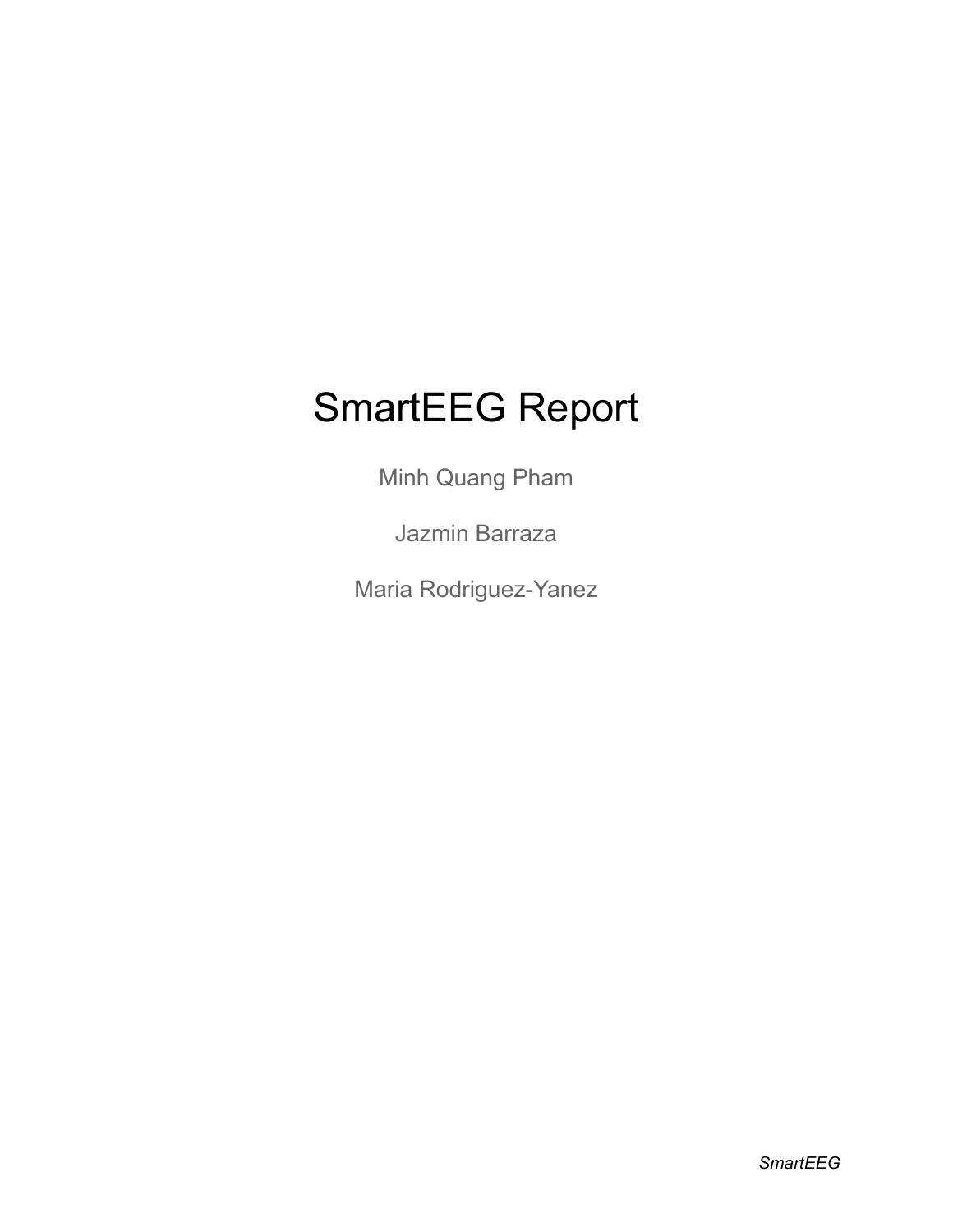# SmartEEG Report

Minh Quang Pham

Jazmin Barraza

Maria Rodriguez-Yanez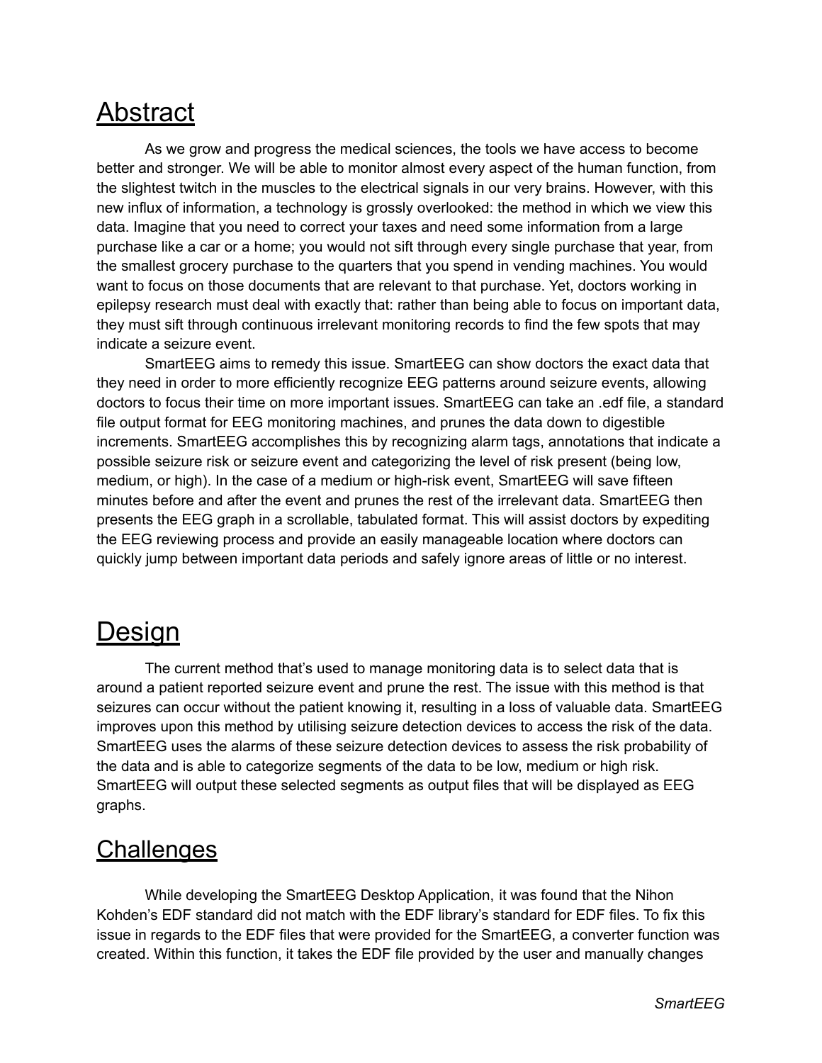# Abstract

As we grow and progress the medical sciences, the tools we have access to become better and stronger. We will be able to monitor almost every aspect of the human function, from the slightest twitch in the muscles to the electrical signals in our very brains. However, with this new influx of information, a technology is grossly overlooked: the method in which we view this data. Imagine that you need to correct your taxes and need some information from a large purchase like a car or a home; you would not sift through every single purchase that year, from the smallest grocery purchase to the quarters that you spend in vending machines. You would want to focus on those documents that are relevant to that purchase. Yet, doctors working in epilepsy research must deal with exactly that: rather than being able to focus on important data, they must sift through continuous irrelevant monitoring records to find the few spots that may indicate a seizure event.

SmartEEG aims to remedy this issue. SmartEEG can show doctors the exact data that they need in order to more efficiently recognize EEG patterns around seizure events, allowing doctors to focus their time on more important issues. SmartEEG can take an .edf file, a standard file output format for EEG monitoring machines, and prunes the data down to digestible increments. SmartEEG accomplishes this by recognizing alarm tags, annotations that indicate a possible seizure risk or seizure event and categorizing the level of risk present (being low, medium, or high). In the case of a medium or high-risk event, SmartEEG will save fifteen minutes before and after the event and prunes the rest of the irrelevant data. SmartEEG then presents the EEG graph in a scrollable, tabulated format. This will assist doctors by expediting the EEG reviewing process and provide an easily manageable location where doctors can quickly jump between important data periods and safely ignore areas of little or no interest.

# Design

The current method that's used to manage monitoring data is to select data that is around a patient reported seizure event and prune the rest. The issue with this method is that seizures can occur without the patient knowing it, resulting in a loss of valuable data. SmartEEG improves upon this method by utilising seizure detection devices to access the risk of the data. SmartEEG uses the alarms of these seizure detection devices to assess the risk probability of the data and is able to categorize segments of the data to be low, medium or high risk. SmartEEG will output these selected segments as output files that will be displayed as EEG graphs.

# Challenges

While developing the SmartEEG Desktop Application, it was found that the Nihon Kohden's EDF standard did not match with the EDF library's standard for EDF files. To fix this issue in regards to the EDF files that were provided for the SmartEEG, a converter function was created. Within this function, it takes the EDF file provided by the user and manually changes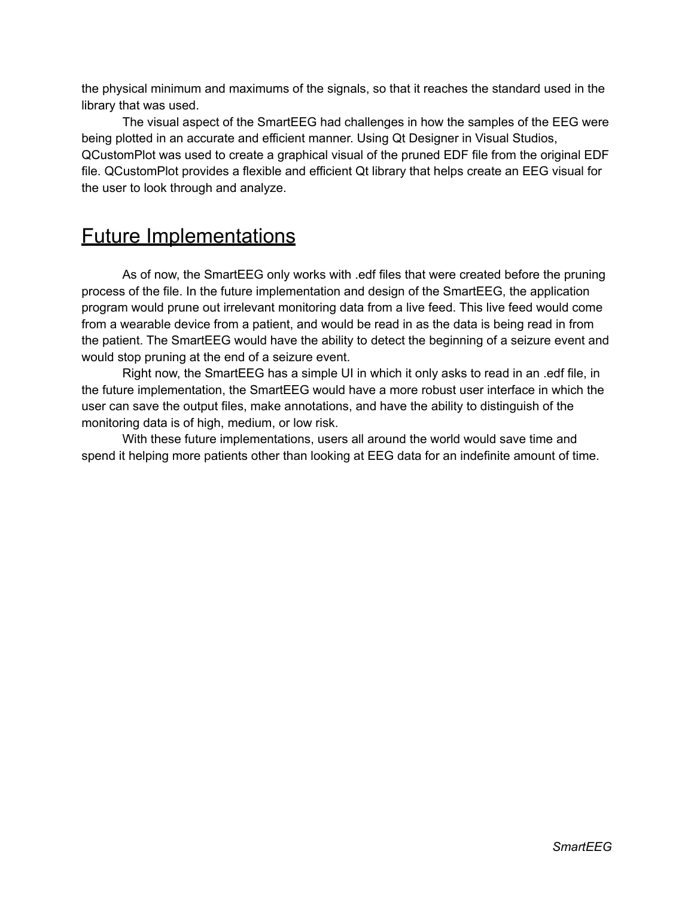the physical minimum and maximums of the signals, so that it reaches the standard used in the library that was used.

The visual aspect of the SmartEEG had challenges in how the samples of the EEG were being plotted in an accurate and efficient manner. Using Qt Designer in Visual Studios, QCustomPlot was used to create a graphical visual of the pruned EDF file from the original EDF file. QCustomPlot provides a flexible and efficient Qt library that helps create an EEG visual for the user to look through and analyze.

## Future Implementations

As of now, the SmartEEG only works with .edf files that were created before the pruning process of the file. In the future implementation and design of the SmartEEG, the application program would prune out irrelevant monitoring data from a live feed. This live feed would come from a wearable device from a patient, and would be read in as the data is being read in from the patient. The SmartEEG would have the ability to detect the beginning of a seizure event and would stop pruning at the end of a seizure event.

Right now, the SmartEEG has a simple UI in which it only asks to read in an .edf file, in the future implementation, the SmartEEG would have a more robust user interface in which the user can save the output files, make annotations, and have the ability to distinguish of the monitoring data is of high, medium, or low risk.

With these future implementations, users all around the world would save time and spend it helping more patients other than looking at EEG data for an indefinite amount of time.